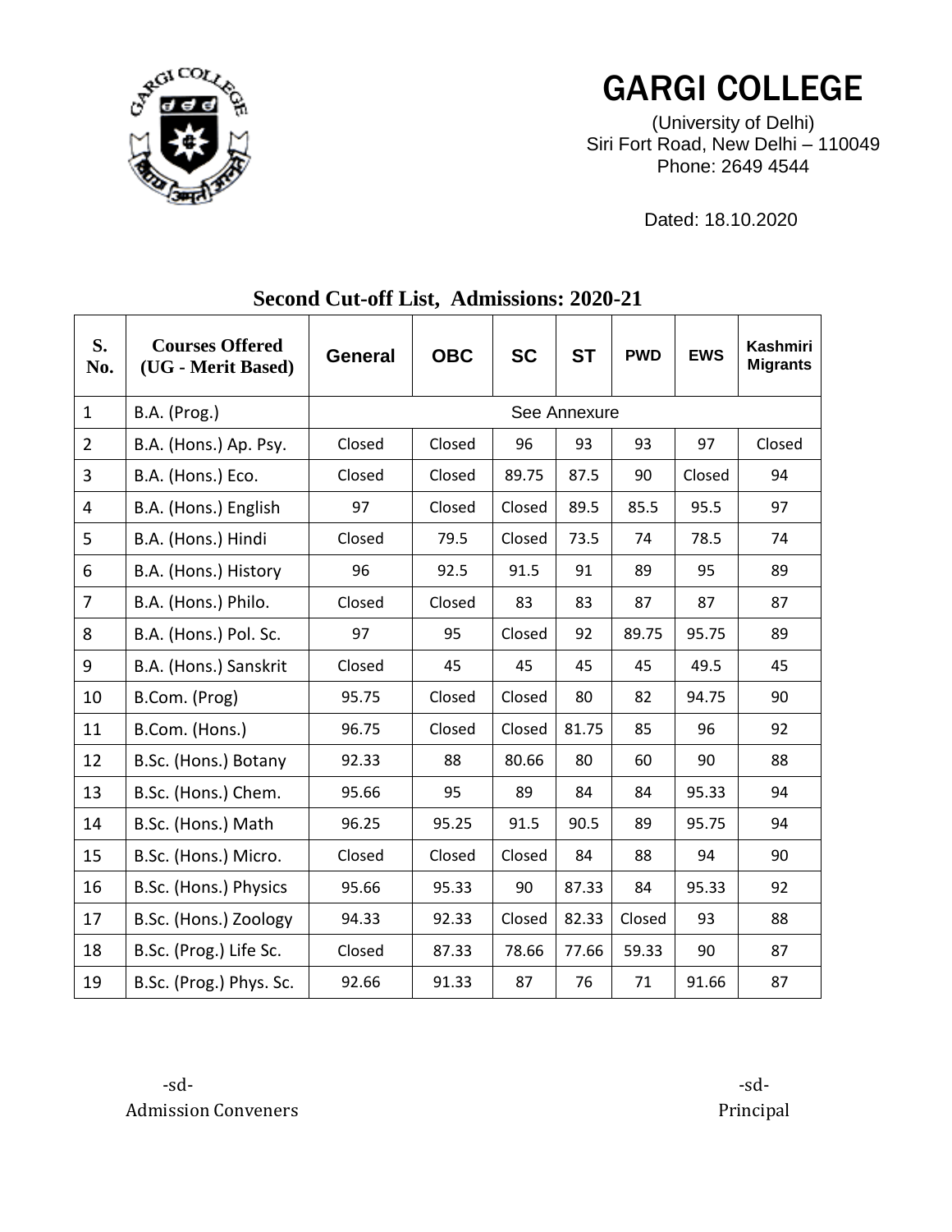# GARGI COLLEGE

(University of Delhi)
Siri Fort Road, New Delhi – 110049
Phone: 2649 4544

Dated: 18.10.2020

## Second Cut-off List, Admissions: 2020-21

| S. No. | Courses Offered (UG - Merit Based) | General | OBC | SC | ST | PWD | EWS | Kashmiri Migrants |
|---|---|---|---|---|---|---|---|---|
| 1 | B.A. (Prog.) | See Annexure | | | | | | |
| 2 | B.A. (Hons.) Ap. Psy. | Closed | Closed | 96 | 93 | 93 | 97 | Closed |
| 3 | B.A. (Hons.) Eco. | Closed | Closed | 89.75 | 87.5 | 90 | Closed | 94 |
| 4 | B.A. (Hons.) English | 97 | Closed | Closed | 89.5 | 85.5 | 95.5 | 97 |
| 5 | B.A. (Hons.) Hindi | Closed | 79.5 | Closed | 73.5 | 74 | 78.5 | 74 |
| 6 | B.A. (Hons.) History | 96 | 92.5 | 91.5 | 91 | 89 | 95 | 89 |
| 7 | B.A. (Hons.) Philo. | Closed | Closed | 83 | 83 | 87 | 87 | 87 |
| 8 | B.A. (Hons.) Pol. Sc. | 97 | 95 | Closed | 92 | 89.75 | 95.75 | 89 |
| 9 | B.A. (Hons.) Sanskrit | Closed | 45 | 45 | 45 | 45 | 49.5 | 45 |
| 10 | B.Com. (Prog) | 95.75 | Closed | Closed | 80 | 82 | 94.75 | 90 |
| 11 | B.Com. (Hons.) | 96.75 | Closed | Closed | 81.75 | 85 | 96 | 92 |
| 12 | B.Sc. (Hons.) Botany | 92.33 | 88 | 80.66 | 80 | 60 | 90 | 88 |
| 13 | B.Sc. (Hons.) Chem. | 95.66 | 95 | 89 | 84 | 84 | 95.33 | 94 |
| 14 | B.Sc. (Hons.) Math | 96.25 | 95.25 | 91.5 | 90.5 | 89 | 95.75 | 94 |
| 15 | B.Sc. (Hons.) Micro. | Closed | Closed | Closed | 84 | 88 | 94 | 90 |
| 16 | B.Sc. (Hons.) Physics | 95.66 | 95.33 | 90 | 87.33 | 84 | 95.33 | 92 |
| 17 | B.Sc. (Hons.) Zoology | 94.33 | 92.33 | Closed | 82.33 | Closed | 93 | 88 |
| 18 | B.Sc. (Prog.) Life Sc. | Closed | 87.33 | 78.66 | 77.66 | 59.33 | 90 | 87 |
| 19 | B.Sc. (Prog.) Phys. Sc. | 92.66 | 91.33 | 87 | 76 | 71 | 91.66 | 87 |

-sd-
Admission Conveners

-sd-
Principal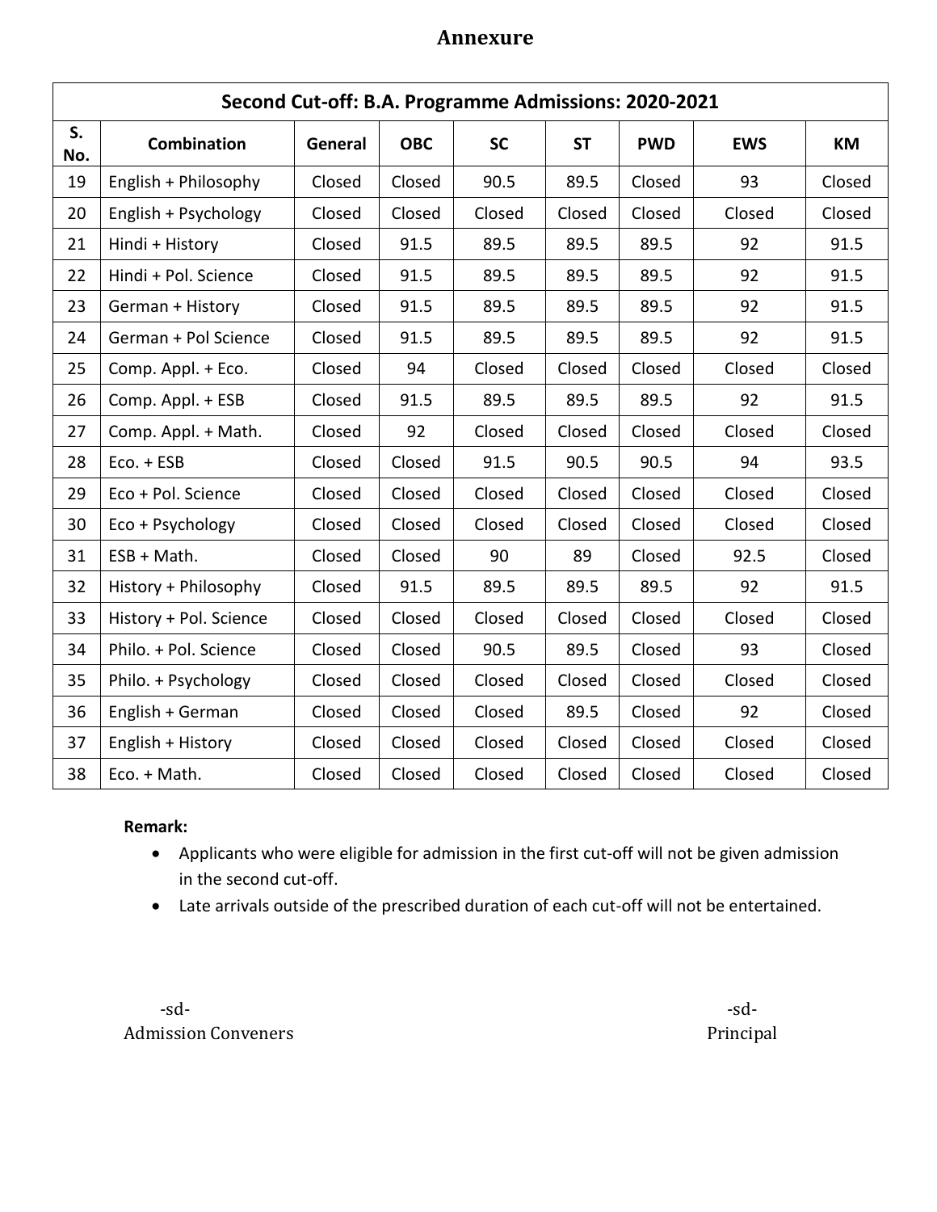## Annexure

| Second Cut-off: B.A. Programme Admissions: 2020-2021 | | | | | | | | |
|---|---|---|---|---|---|---|---|---|
| **S. No.** | **Combination** | **General** | **OBC** | **SC** | **ST** | **PWD** | **EWS** | **KM** |
| 19 | English + Philosophy | Closed | Closed | 90.5 | 89.5 | Closed | 93 | Closed |
| 20 | English + Psychology | Closed | Closed | Closed | Closed | Closed | Closed | Closed |
| 21 | Hindi + History | Closed | 91.5 | 89.5 | 89.5 | 89.5 | 92 | 91.5 |
| 22 | Hindi + Pol. Science | Closed | 91.5 | 89.5 | 89.5 | 89.5 | 92 | 91.5 |
| 23 | German + History | Closed | 91.5 | 89.5 | 89.5 | 89.5 | 92 | 91.5 |
| 24 | German + Pol Science | Closed | 91.5 | 89.5 | 89.5 | 89.5 | 92 | 91.5 |
| 25 | Comp. Appl. + Eco. | Closed | 94 | Closed | Closed | Closed | Closed | Closed |
| 26 | Comp. Appl. + ESB | Closed | 91.5 | 89.5 | 89.5 | 89.5 | 92 | 91.5 |
| 27 | Comp. Appl. + Math. | Closed | 92 | Closed | Closed | Closed | Closed | Closed |
| 28 | Eco. + ESB | Closed | Closed | 91.5 | 90.5 | 90.5 | 94 | 93.5 |
| 29 | Eco + Pol. Science | Closed | Closed | Closed | Closed | Closed | Closed | Closed |
| 30 | Eco + Psychology | Closed | Closed | Closed | Closed | Closed | Closed | Closed |
| 31 | ESB + Math. | Closed | Closed | 90 | 89 | Closed | 92.5 | Closed |
| 32 | History + Philosophy | Closed | 91.5 | 89.5 | 89.5 | 89.5 | 92 | 91.5 |
| 33 | History + Pol. Science | Closed | Closed | Closed | Closed | Closed | Closed | Closed |
| 34 | Philo. + Pol. Science | Closed | Closed | 90.5 | 89.5 | Closed | 93 | Closed |
| 35 | Philo. + Psychology | Closed | Closed | Closed | Closed | Closed | Closed | Closed |
| 36 | English + German | Closed | Closed | Closed | 89.5 | Closed | 92 | Closed |
| 37 | English + History | Closed | Closed | Closed | Closed | Closed | Closed | Closed |
| 38 | Eco. + Math. | Closed | Closed | Closed | Closed | Closed | Closed | Closed |

**Remark:**

- Applicants who were eligible for admission in the first cut-off will not be given admission in the second cut-off.
- Late arrivals outside of the prescribed duration of each cut-off will not be entertained.

-sd-
Admission Conveners

-sd-
Principal